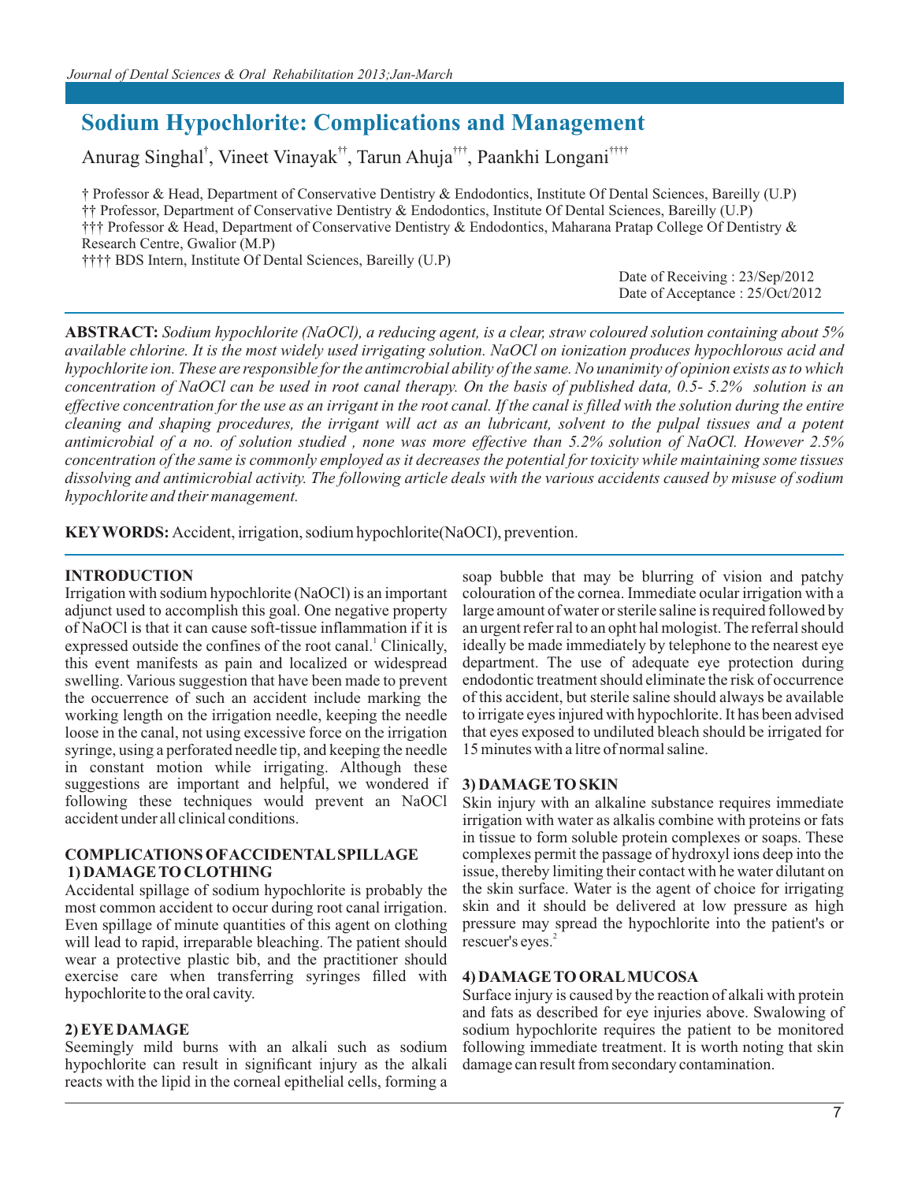# Sodium Hypochlorite: Complications and Management

Anurag Singhal[†], Vineet Vinayak[††], Tarun Ahuja[†††], Paankhi Longani[††††]

† Professor & Head, Department of Conservative Dentistry & Endodontics, Institute Of Dental Sciences, Bareilly (U.P)
†† Professor, Department of Conservative Dentistry & Endodontics, Institute Of Dental Sciences, Bareilly (U.P)
††† Professor & Head, Department of Conservative Dentistry & Endodontics, Maharana Pratap College Of Dentistry & Research Centre, Gwalior (M.P)
†††† BDS Intern, Institute Of Dental Sciences, Bareilly (U.P)

Date of Receiving : 23/Sep/2012
Date of Acceptance : 25/Oct/2012

**ABSTRACT:** *Sodium hypochlorite (NaOCl), a reducing agent, is a clear, straw coloured solution containing about 5% available chlorine. It is the most widely used irrigating solution. NaOCl on ionization produces hypochlorous acid and hypochlorite ion. These are responsible for the antimcrobial ability of the same. No unanimity of opinion exists as to which concentration of NaOCl can be used in root canal therapy. On the basis of published data, 0.5- 5.2% solution is an effective concentration for the use as an irrigant in the root canal. If the canal is filled with the solution during the entire cleaning and shaping procedures, the irrigant will act as an lubricant, solvent to the pulpal tissues and a potent antimicrobial of a no. of solution studied , none was more effective than 5.2% solution of NaOCl. However 2.5% concentration of the same is commonly employed as it decreases the potential for toxicity while maintaining some tissues dissolving and antimicrobial activity. The following article deals with the various accidents caused by misuse of sodium hypochlorite and their management.*

**KEYWORDS:** Accident, irrigation, sodium hypochlorite(NaOCI), prevention.

## INTRODUCTION

Irrigation with sodium hypochlorite (NaOCl) is an important adjunct used to accomplish this goal. One negative property of NaOCl is that it can cause soft-tissue inflammation if it is expressed outside the confines of the root canal.[1] Clinically, this event manifests as pain and localized or widespread swelling. Various suggestion that have been made to prevent the occuerrence of such an accident include marking the working length on the irrigation needle, keeping the needle loose in the canal, not using excessive force on the irrigation syringe, using a perforated needle tip, and keeping the needle in constant motion while irrigating. Although these suggestions are important and helpful, we wondered if following these techniques would prevent an NaOCl accident under all clinical conditions.

## COMPLICATIONS OF ACCIDENTAL SPILLAGE

### 1) DAMAGE TO CLOTHING

Accidental spillage of sodium hypochlorite is probably the most common accident to occur during root canal irrigation. Even spillage of minute quantities of this agent on clothing will lead to rapid, irreparable bleaching. The patient should wear a protective plastic bib, and the practitioner should exercise care when transferring syringes filled with hypochlorite to the oral cavity.

### 2) EYE DAMAGE

Seemingly mild burns with an alkali such as sodium hypochlorite can result in significant injury as the alkali reacts with the lipid in the corneal epithelial cells, forming a soap bubble that may be blurring of vision and patchy colouration of the cornea. Immediate ocular irrigation with a large amount of water or sterile saline is required followed by an urgent refer ral to an opht hal mologist. The referral should ideally be made immediately by telephone to the nearest eye department. The use of adequate eye protection during endodontic treatment should eliminate the risk of occurrence of this accident, but sterile saline should always be available to irrigate eyes injured with hypochlorite. It has been advised that eyes exposed to undiluted bleach should be irrigated for 15 minutes with a litre of normal saline.

### 3) DAMAGE TO SKIN

Skin injury with an alkaline substance requires immediate irrigation with water as alkalis combine with proteins or fats in tissue to form soluble protein complexes or soaps. These complexes permit the passage of hydroxyl ions deep into the issue, thereby limiting their contact with he water dilutant on the skin surface. Water is the agent of choice for irrigating skin and it should be delivered at low pressure as high pressure may spread the hypochlorite into the patient's or rescuer's eyes.[2]

### 4) DAMAGE TO ORAL MUCOSA

Surface injury is caused by the reaction of alkali with protein and fats as described for eye injuries above. Swalowing of sodium hypochlorite requires the patient to be monitored following immediate treatment. It is worth noting that skin damage can result from secondary contamination.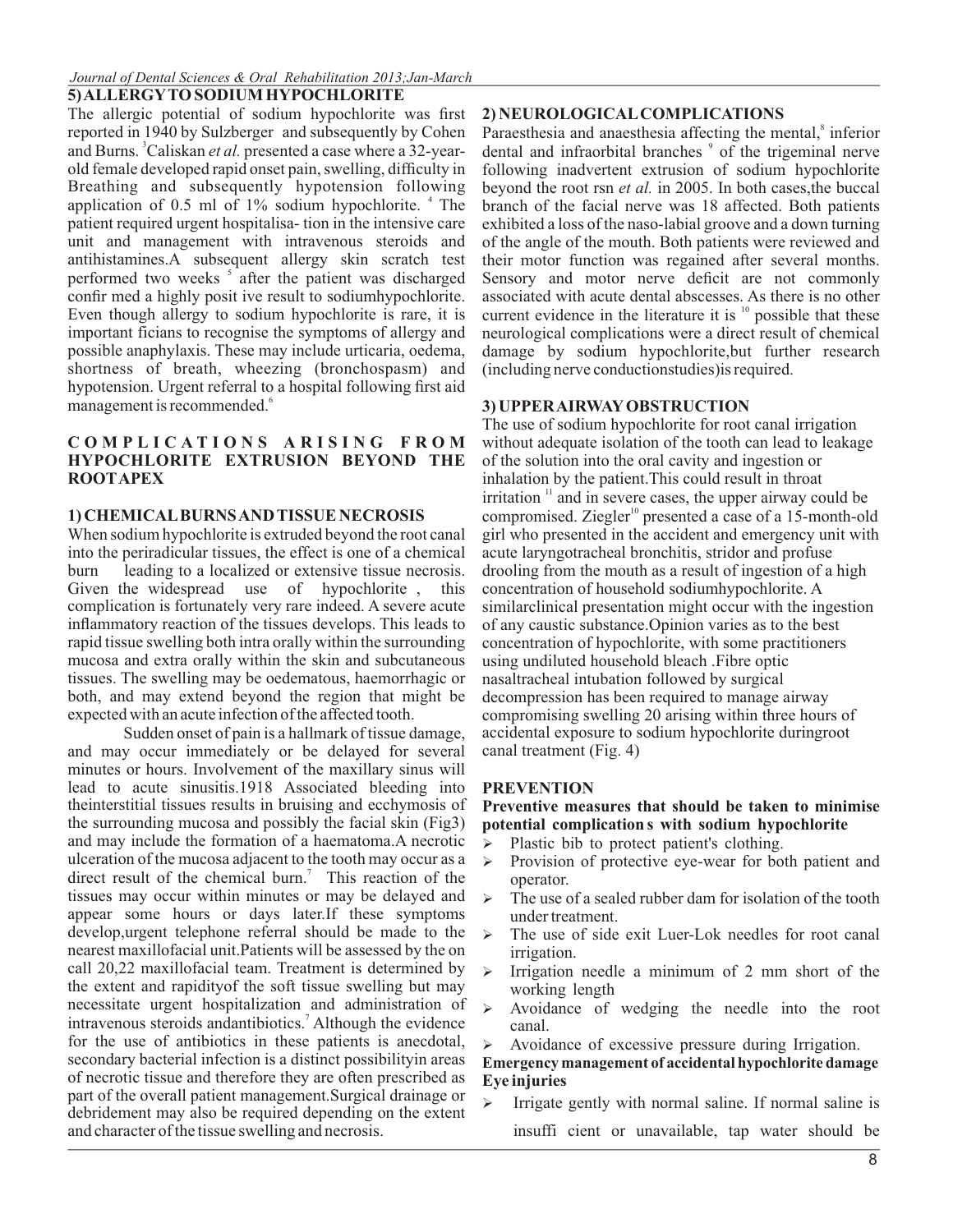## 5) ALLERGY TO SODIUM HYPOCHLORITE

The allergic potential of sodium hypochlorite was first reported in 1940 by Sulzberger and subsequently by Cohen and Burns. [3]Caliskan *et al.* presented a case where a 32-year-old female developed rapid onset pain, swelling, difficulty in Breathing and subsequently hypotension following application of 0.5 ml of 1% sodium hypochlorite. [4] The patient required urgent hospitalisa- tion in the intensive care unit and management with intravenous steroids and antihistamines.A subsequent allergy skin scratch test performed two weeks [5] after the patient was discharged confir med a highly posit ive result to sodiumhypochlorite. Even though allergy to sodium hypochlorite is rare, it is important ficians to recognise the symptoms of allergy and possible anaphylaxis. These may include urticaria, oedema, shortness of breath, wheezing (bronchospasm) and hypotension. Urgent referral to a hospital following first aid management is recommended.[6]

## COMPLICATIONS ARISING FROM HYPOCHLORITE EXTRUSION BEYOND THE ROOT APEX

### 1) CHEMICAL BURNS AND TISSUE NECROSIS

When sodium hypochlorite is extruded beyond the root canal into the periradicular tissues, the effect is one of a chemical burn leading to a localized or extensive tissue necrosis. Given the widespread use of hypochlorite , this complication is fortunately very rare indeed. A severe acute inflammatory reaction of the tissues develops. This leads to rapid tissue swelling both intra orally within the surrounding mucosa and extra orally within the skin and subcutaneous tissues. The swelling may be oedematous, haemorrhagic or both, and may extend beyond the region that might be expected with an acute infection of the affected tooth.

Sudden onset of pain is a hallmark of tissue damage, and may occur immediately or be delayed for several minutes or hours. Involvement of the maxillary sinus will lead to acute sinusitis.1918 Associated bleeding into theinterstitial tissues results in bruising and ecchymosis of the surrounding mucosa and possibly the facial skin (Fig3) and may include the formation of a haematoma.A necrotic ulceration of the mucosa adjacent to the tooth may occur as a direct result of the chemical burn.[7] This reaction of the tissues may occur within minutes or may be delayed and appear some hours or days later.If these symptoms develop,urgent telephone referral should be made to the nearest maxillofacial unit.Patients will be assessed by the on call 20,22 maxillofacial team. Treatment is determined by the extent and rapidityof the soft tissue swelling but may necessitate urgent hospitalization and administration of intravenous steroids andantibiotics.[7] Although the evidence for the use of antibiotics in these patients is anecdotal, secondary bacterial infection is a distinct possibilityin areas of necrotic tissue and therefore they are often prescribed as part of the overall patient management.Surgical drainage or debridement may also be required depending on the extent and character of the tissue swelling and necrosis.

### 2) NEUROLOGICAL COMPLICATIONS

Paraesthesia and anaesthesia affecting the mental,[8] inferior dental and infraorbital branches [9] of the trigeminal nerve following inadvertent extrusion of sodium hypochlorite beyond the root rsn *et al.* in 2005. In both cases,the buccal branch of the facial nerve was 18 affected. Both patients exhibited a loss of the naso-labial groove and a down turning of the angle of the mouth. Both patients were reviewed and their motor function was regained after several months. Sensory and motor nerve deficit are not commonly associated with acute dental abscesses. As there is no other current evidence in the literature it is [10] possible that these neurological complications were a direct result of chemical damage by sodium hypochlorite,but further research (including nerve conductionstudies)is required.

### 3) UPPER AIRWAY OBSTRUCTION

The use of sodium hypochlorite for root canal irrigation without adequate isolation of the tooth can lead to leakage of the solution into the oral cavity and ingestion or inhalation by the patient.This could result in throat irritation [11] and in severe cases, the upper airway could be compromised. Ziegler[10] presented a case of a 15-month-old girl who presented in the accident and emergency unit with acute laryngotracheal bronchitis, stridor and profuse drooling from the mouth as a result of ingestion of a high concentration of household sodiumhypochlorite. A similarclinical presentation might occur with the ingestion of any caustic substance.Opinion varies as to the best concentration of hypochlorite, with some practitioners using undiluted household bleach .Fibre optic nasaltracheal intubation followed by surgical decompression has been required to manage airway compromising swelling 20 arising within three hours of accidental exposure to sodium hypochlorite duringroot canal treatment (Fig. 4)

## PREVENTION

**Preventive measures that should be taken to minimise potential complication s with sodium hypochlorite**

- Plastic bib to protect patient's clothing.
- Provision of protective eye-wear for both patient and operator.
- The use of a sealed rubber dam for isolation of the tooth under treatment.
- The use of side exit Luer-Lok needles for root canal irrigation.
- Irrigation needle a minimum of 2 mm short of the working length
- Avoidance of wedging the needle into the root canal.
- Avoidance of excessive pressure during Irrigation.

**Emergency management of accidental hypochlorite damage**

**Eye injuries**

- Irrigate gently with normal saline. If normal saline is insuffi cient or unavailable, tap water should be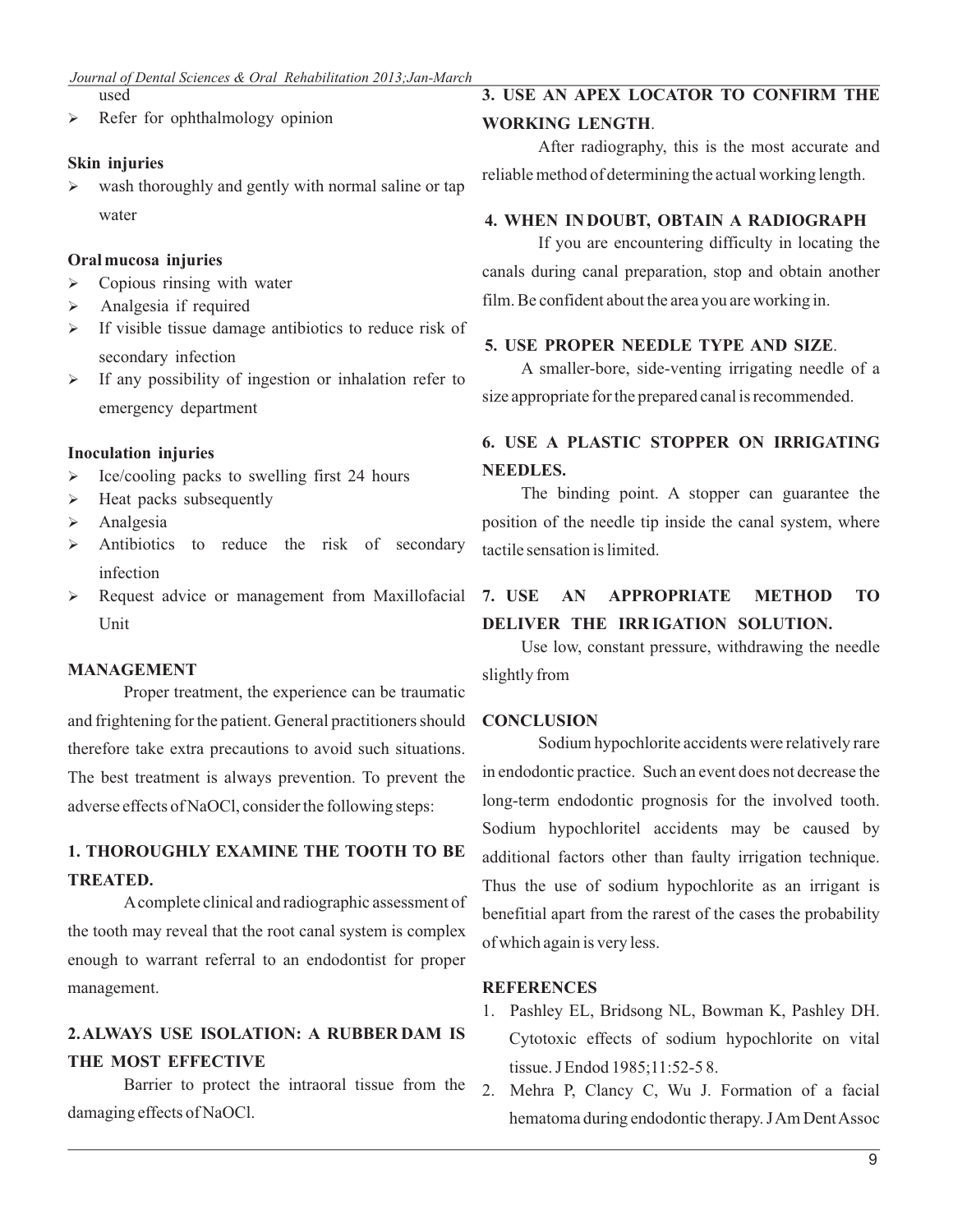used

- Refer for ophthalmology opinion

**Skin injuries**

- wash thoroughly and gently with normal saline or tap water

**Oral mucosa injuries**

- Copious rinsing with water
- Analgesia if required
- If visible tissue damage antibiotics to reduce risk of secondary infection
- If any possibility of ingestion or inhalation refer to emergency department

**Inoculation injuries**

- Ice/cooling packs to swelling first 24 hours
- Heat packs subsequently
- Analgesia
- Antibiotics to reduce the risk of secondary infection
- Request advice or management from Maxillofacial Unit

**MANAGEMENT**

Proper treatment, the experience can be traumatic and frightening for the patient. General practitioners should therefore take extra precautions to avoid such situations. The best treatment is always prevention. To prevent the adverse effects of NaOCl, consider the following steps:

**1. THOROUGHLY EXAMINE THE TOOTH TO BE TREATED.**

A complete clinical and radiographic assessment of the tooth may reveal that the root canal system is complex enough to warrant referral to an endodontist for proper management.

**2. ALWAYS USE ISOLATION: A RUBBER DAM IS THE MOST EFFECTIVE**

Barrier to protect the intraoral tissue from the damaging effects of NaOCl.

**3. USE AN APEX LOCATOR TO CONFIRM THE WORKING LENGTH**.

After radiography, this is the most accurate and reliable method of determining the actual working length.

**4. WHEN IN DOUBT, OBTAIN A RADIOGRAPH**

If you are encountering difficulty in locating the canals during canal preparation, stop and obtain another film. Be confident about the area you are working in.

**5. USE PROPER NEEDLE TYPE AND SIZE**.

A smaller-bore, side-venting irrigating needle of a size appropriate for the prepared canal is recommended.

**6. USE A PLASTIC STOPPER ON IRRIGATING NEEDLES.**

The binding point. A stopper can guarantee the position of the needle tip inside the canal system, where tactile sensation is limited.

**7. USE AN APPROPRIATE METHOD TO DELIVER THE IRRIGATION SOLUTION.**

Use low, constant pressure, withdrawing the needle slightly from

**CONCLUSION**

Sodium hypochlorite accidents were relatively rare in endodontic practice. Such an event does not decrease the long-term endodontic prognosis for the involved tooth. Sodium hypochloritel accidents may be caused by additional factors other than faulty irrigation technique. Thus the use of sodium hypochlorite as an irrigant is benefitial apart from the rarest of the cases the probability of which again is very less.

**REFERENCES**

1. Pashley EL, Bridsong NL, Bowman K, Pashley DH. Cytotoxic effects of sodium hypochlorite on vital tissue. J Endod 1985;11:52-5 8.
2. Mehra P, Clancy C, Wu J. Formation of a facial hematoma during endodontic therapy. J Am Dent Assoc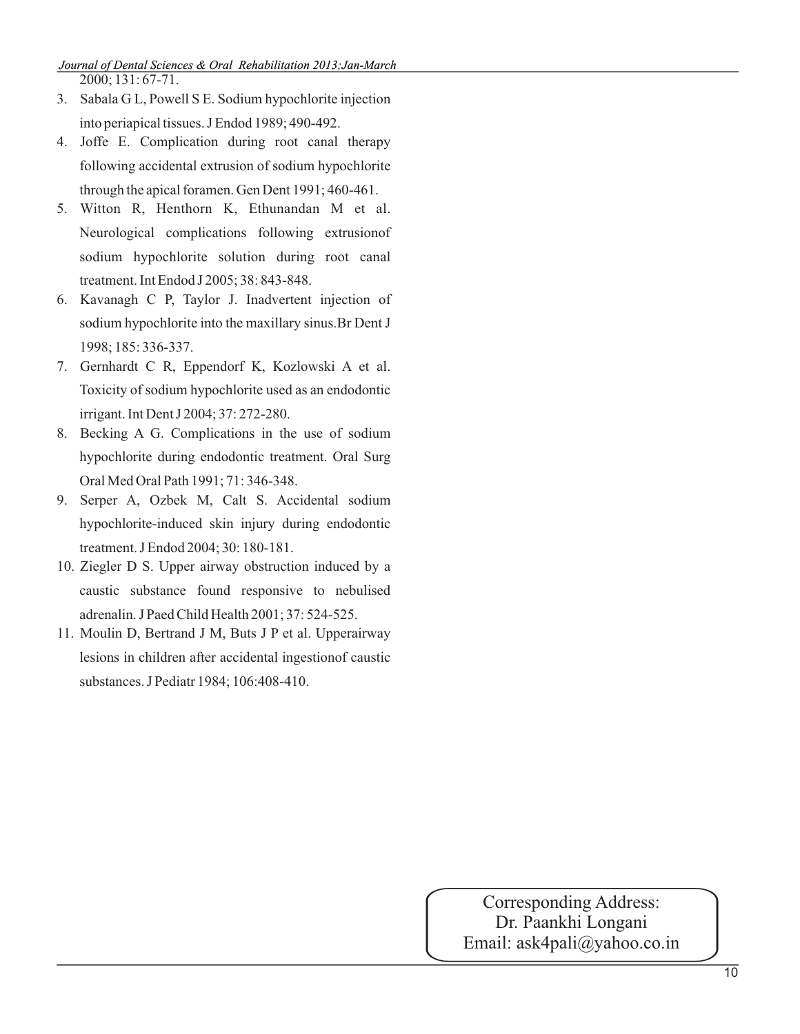2000; 131: 67-71.

3. Sabala G L, Powell S E. Sodium hypochlorite injection into periapical tissues. J Endod 1989; 490-492.
4. Joffe E. Complication during root canal therapy following accidental extrusion of sodium hypochlorite through the apical foramen. Gen Dent 1991; 460-461.
5. Witton R, Henthorn K, Ethunandan M et al. Neurological complications following extrusionof sodium hypochlorite solution during root canal treatment. Int Endod J 2005; 38: 843-848.
6. Kavanagh C P, Taylor J. Inadvertent injection of sodium hypochlorite into the maxillary sinus.Br Dent J 1998; 185: 336-337.
7. Gernhardt C R, Eppendorf K, Kozlowski A et al. Toxicity of sodium hypochlorite used as an endodontic irrigant. Int Dent J 2004; 37: 272-280.
8. Becking A G. Complications in the use of sodium hypochlorite during endodontic treatment. Oral Surg Oral Med Oral Path 1991; 71: 346-348.
9. Serper A, Ozbek M, Calt S. Accidental sodium hypochlorite-induced skin injury during endodontic treatment. J Endod 2004; 30: 180-181.
10. Ziegler D S. Upper airway obstruction induced by a caustic substance found responsive to nebulised adrenalin. J Paed Child Health 2001; 37: 524-525.
11. Moulin D, Bertrand J M, Buts J P et al. Upperairway lesions in children after accidental ingestionof caustic substances. J Pediatr 1984; 106:408-410.

Corresponding Address:
Dr. Paankhi Longani
Email: ask4pali@yahoo.co.in